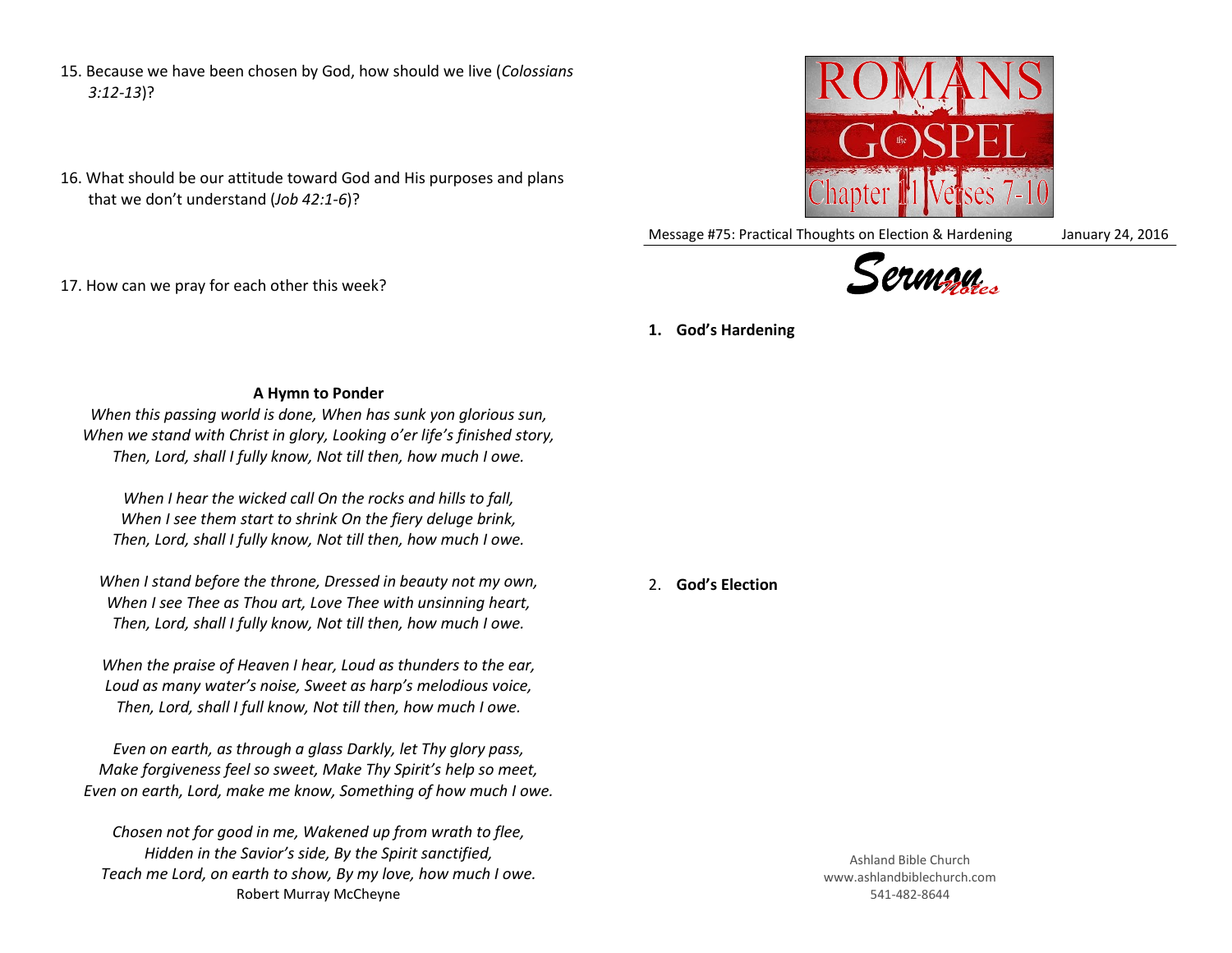15. Because we have been chosen by God, how should we live (*Colossians 3:12-13*)?

16. What should be our attitude toward God and His purposes and plans that we don't understand (*Job 42:1-6*)?

17. How can we pray for each other this week?

**A Hymn to Ponder**

*When this passing world is done, When has sunk yon glorious sun,*
*When we stand with Christ in glory, Looking o'er life's finished story,*
*Then, Lord, shall I fully know, Not till then, how much I owe.*

*When I hear the wicked call On the rocks and hills to fall,*
*When I see them start to shrink On the fiery deluge brink,*
*Then, Lord, shall I fully know, Not till then, how much I owe.*

*When I stand before the throne, Dressed in beauty not my own,*
*When I see Thee as Thou art, Love Thee with unsinning heart,*
*Then, Lord, shall I fully know, Not till then, how much I owe.*

*When the praise of Heaven I hear, Loud as thunders to the ear,*
*Loud as many water's noise, Sweet as harp's melodious voice,*
*Then, Lord, shall I full know, Not till then, how much I owe.*

*Even on earth, as through a glass Darkly, let Thy glory pass,*
*Make forgiveness feel so sweet, Make Thy Spirit's help so meet,*
*Even on earth, Lord, make me know, Something of how much I owe.*

*Chosen not for good in me, Wakened up from wrath to flee,*
*Hidden in the Savior's side, By the Spirit sanctified,*
*Teach me Lord, on earth to show, By my love, how much I owe.*
Robert Murray McCheyne

ROMANS
the
GOSPEL
Chapter 11 Verses 7-10

Message #75: Practical Thoughts on Election & Hardening — January 24, 2016

*Sermon Notes*

1. **God's Hardening**

2. **God's Election**

Ashland Bible Church
www.ashlandbiblechurch.com
541-482-8644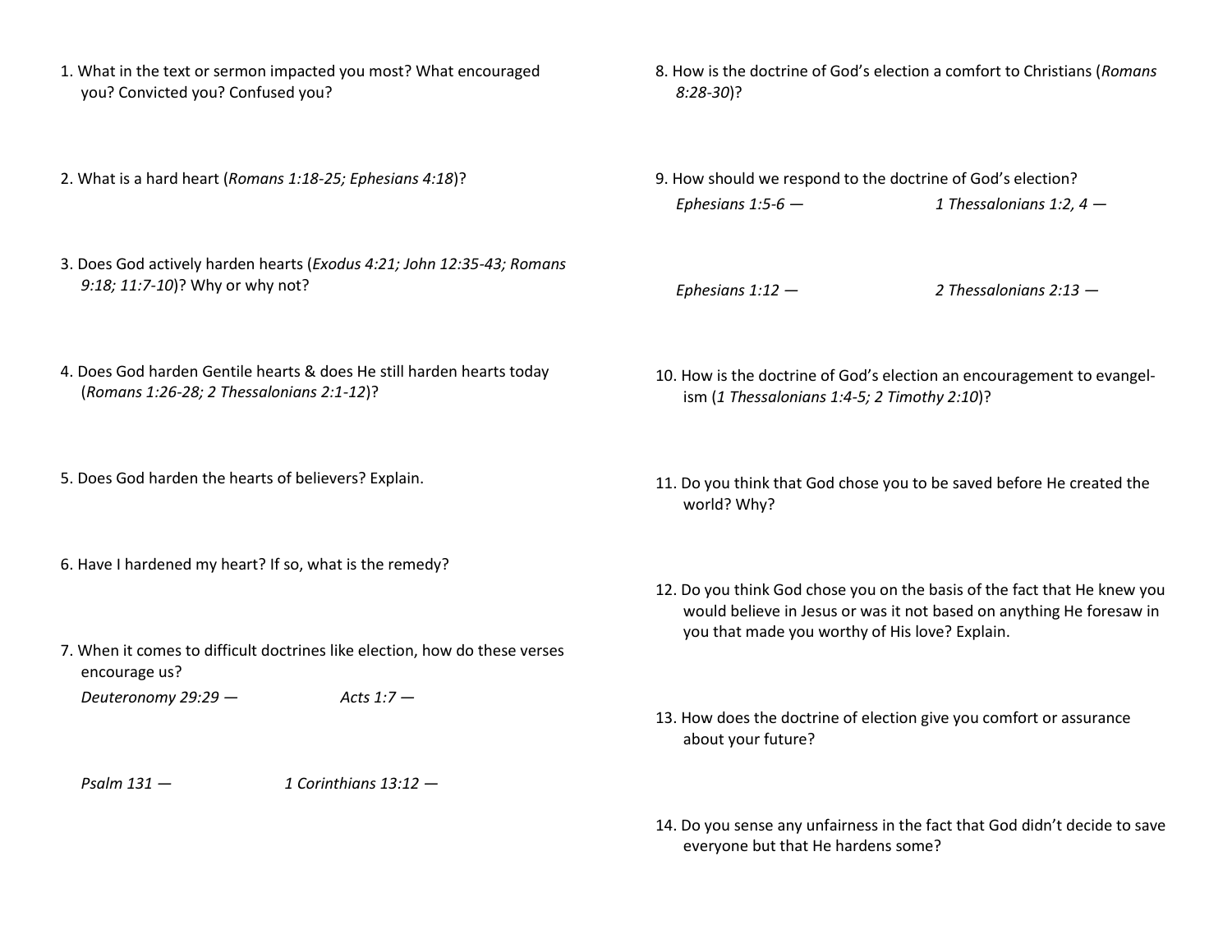1. What in the text or sermon impacted you most? What encouraged you? Convicted you? Confused you?

2. What is a hard heart (*Romans 1:18-25; Ephesians 4:18*)?

3. Does God actively harden hearts (*Exodus 4:21; John 12:35-43; Romans 9:18; 11:7-10*)? Why or why not?

4. Does God harden Gentile hearts & does He still harden hearts today (*Romans 1:26-28; 2 Thessalonians 2:1-12*)?

5. Does God harden the hearts of believers? Explain.

6. Have I hardened my heart? If so, what is the remedy?

7. When it comes to difficult doctrines like election, how do these verses encourage us?

   *Deuteronomy 29:29 —*

   *Acts 1:7 —*

   *Psalm 131 —*

   *1 Corinthians 13:12 —*

8. How is the doctrine of God's election a comfort to Christians (*Romans 8:28-30*)?

9. How should we respond to the doctrine of God's election?

   *Ephesians 1:5-6 —*

   *1 Thessalonians 1:2, 4 —*

   *Ephesians 1:12 —*

   *2 Thessalonians 2:13 —*

10. How is the doctrine of God's election an encouragement to evangelism (*1 Thessalonians 1:4-5; 2 Timothy 2:10*)?

11. Do you think that God chose you to be saved before He created the world? Why?

12. Do you think God chose you on the basis of the fact that He knew you would believe in Jesus or was it not based on anything He foresaw in you that made you worthy of His love? Explain.

13. How does the doctrine of election give you comfort or assurance about your future?

14. Do you sense any unfairness in the fact that God didn't decide to save everyone but that He hardens some?